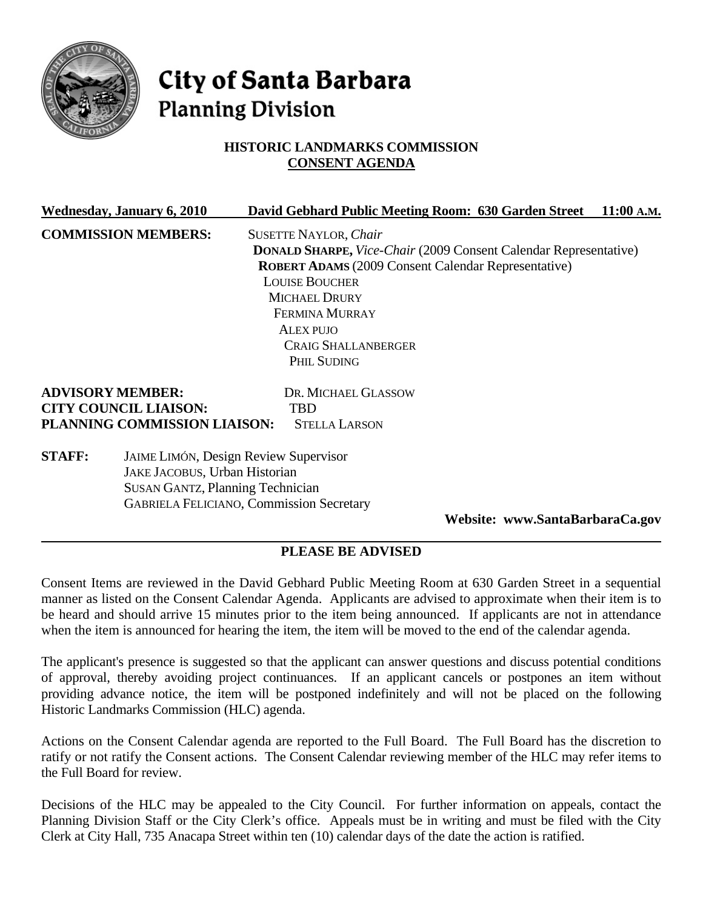# City of Santa Barbara
## Planning Division

**HISTORIC LANDMARKS COMMISSION**
**CONSENT AGENDA**

**Wednesday, January 6, 2010** **David Gebhard Public Meeting Room: 630 Garden Street** **11:00 A.M.**

**COMMISSION MEMBERS:**
SUSETTE NAYLOR, *Chair*
**DONALD SHARPE,** *Vice-Chair* (2009 Consent Calendar Representative)
**ROBERT ADAMS** (2009 Consent Calendar Representative)
LOUISE BOUCHER
MICHAEL DRURY
FERMINA MURRAY
ALEX PUJO
CRAIG SHALLANBERGER
PHIL SUDING

**ADVISORY MEMBER:** DR. MICHAEL GLASSOW
**CITY COUNCIL LIAISON:** TBD
**PLANNING COMMISSION LIAISON:** STELLA LARSON

**STAFF:**
JAIME LIMÓN, Design Review Supervisor
JAKE JACOBUS, Urban Historian
SUSAN GANTZ, Planning Technician
GABRIELA FELICIANO, Commission Secretary

**Website: www.SantaBarbaraCa.gov**

---

**PLEASE BE ADVISED**

Consent Items are reviewed in the David Gebhard Public Meeting Room at 630 Garden Street in a sequential manner as listed on the Consent Calendar Agenda. Applicants are advised to approximate when their item is to be heard and should arrive 15 minutes prior to the item being announced. If applicants are not in attendance when the item is announced for hearing the item, the item will be moved to the end of the calendar agenda.

The applicant's presence is suggested so that the applicant can answer questions and discuss potential conditions of approval, thereby avoiding project continuances. If an applicant cancels or postpones an item without providing advance notice, the item will be postponed indefinitely and will not be placed on the following Historic Landmarks Commission (HLC) agenda.

Actions on the Consent Calendar agenda are reported to the Full Board. The Full Board has the discretion to ratify or not ratify the Consent actions. The Consent Calendar reviewing member of the HLC may refer items to the Full Board for review.

Decisions of the HLC may be appealed to the City Council. For further information on appeals, contact the Planning Division Staff or the City Clerk's office. Appeals must be in writing and must be filed with the City Clerk at City Hall, 735 Anacapa Street within ten (10) calendar days of the date the action is ratified.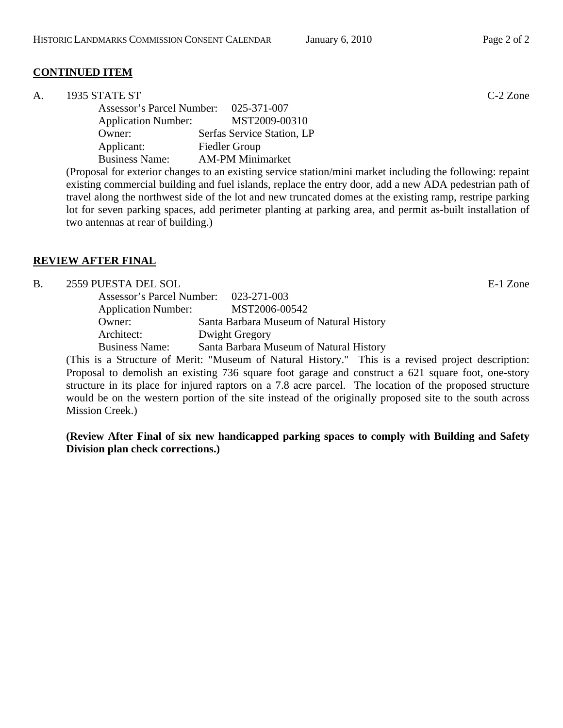## CONTINUED ITEM

A. 1935 STATE ST C-2 Zone

Assessor's Parcel Number: 025-371-007
Application Number: MST2009-00310
Owner: Serfas Service Station, LP
Applicant: Fiedler Group
Business Name: AM-PM Minimarket

(Proposal for exterior changes to an existing service station/mini market including the following: repaint existing commercial building and fuel islands, replace the entry door, add a new ADA pedestrian path of travel along the northwest side of the lot and new truncated domes at the existing ramp, restripe parking lot for seven parking spaces, add perimeter planting at parking area, and permit as-built installation of two antennas at rear of building.)

## REVIEW AFTER FINAL

B. 2559 PUESTA DEL SOL E-1 Zone

Assessor's Parcel Number: 023-271-003
Application Number: MST2006-00542
Owner: Santa Barbara Museum of Natural History
Architect: Dwight Gregory
Business Name: Santa Barbara Museum of Natural History

(This is a Structure of Merit: "Museum of Natural History." This is a revised project description: Proposal to demolish an existing 736 square foot garage and construct a 621 square foot, one-story structure in its place for injured raptors on a 7.8 acre parcel. The location of the proposed structure would be on the western portion of the site instead of the originally proposed site to the south across Mission Creek.)

**(Review After Final of six new handicapped parking spaces to comply with Building and Safety Division plan check corrections.)**